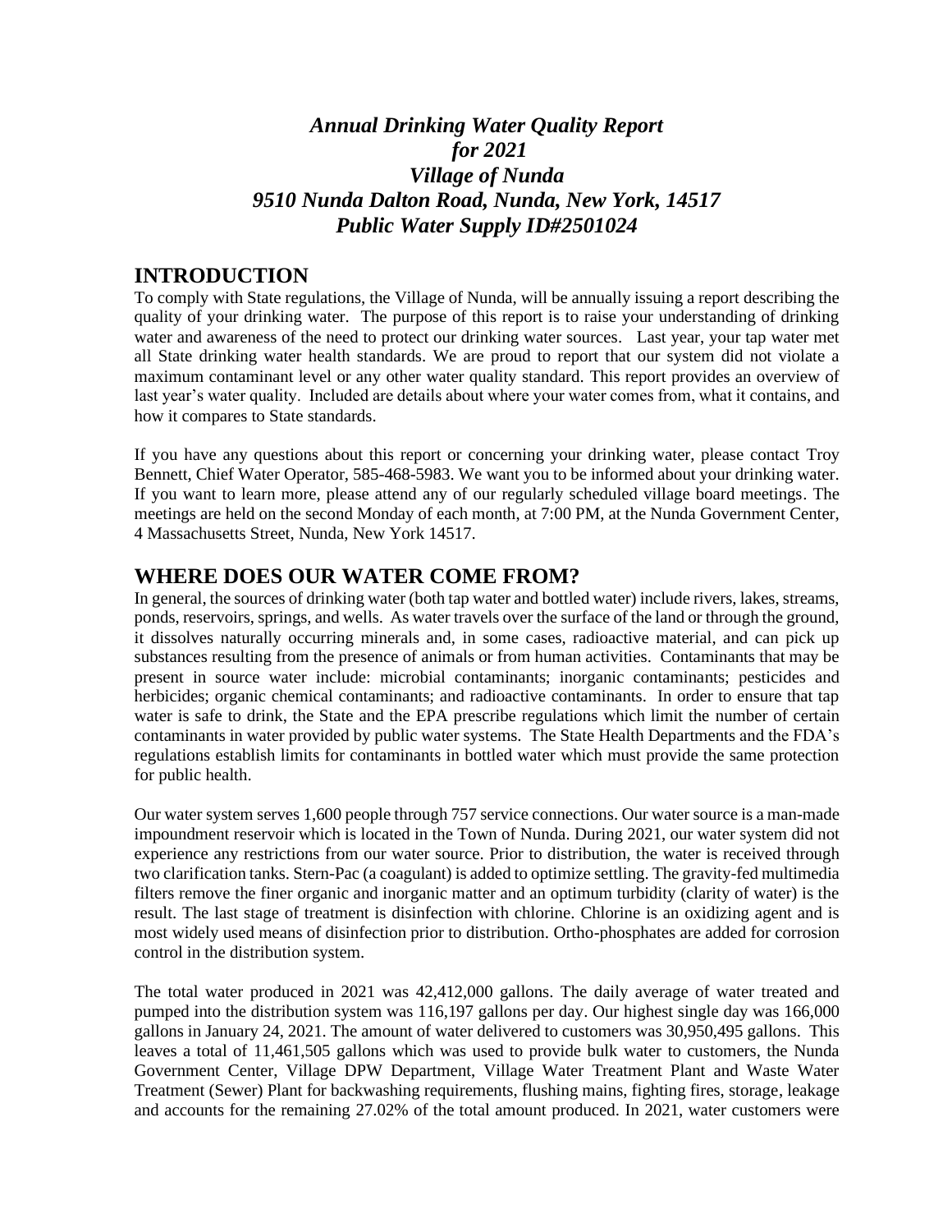# *Annual Drinking Water Quality Report for 2021*
# *Village of Nunda*
# *9510 Nunda Dalton Road, Nunda, New York, 14517*
# *Public Water Supply ID#2501024*

## INTRODUCTION

To comply with State regulations, the Village of Nunda, will be annually issuing a report describing the quality of your drinking water. The purpose of this report is to raise your understanding of drinking water and awareness of the need to protect our drinking water sources. Last year, your tap water met all State drinking water health standards. We are proud to report that our system did not violate a maximum contaminant level or any other water quality standard. This report provides an overview of last year's water quality. Included are details about where your water comes from, what it contains, and how it compares to State standards.

If you have any questions about this report or concerning your drinking water, please contact Troy Bennett, Chief Water Operator, 585-468-5983. We want you to be informed about your drinking water. If you want to learn more, please attend any of our regularly scheduled village board meetings. The meetings are held on the second Monday of each month, at 7:00 PM, at the Nunda Government Center, 4 Massachusetts Street, Nunda, New York 14517.

## WHERE DOES OUR WATER COME FROM?

In general, the sources of drinking water (both tap water and bottled water) include rivers, lakes, streams, ponds, reservoirs, springs, and wells. As water travels over the surface of the land or through the ground, it dissolves naturally occurring minerals and, in some cases, radioactive material, and can pick up substances resulting from the presence of animals or from human activities. Contaminants that may be present in source water include: microbial contaminants; inorganic contaminants; pesticides and herbicides; organic chemical contaminants; and radioactive contaminants. In order to ensure that tap water is safe to drink, the State and the EPA prescribe regulations which limit the number of certain contaminants in water provided by public water systems. The State Health Departments and the FDA's regulations establish limits for contaminants in bottled water which must provide the same protection for public health.

Our water system serves 1,600 people through 757 service connections. Our water source is a man-made impoundment reservoir which is located in the Town of Nunda. During 2021, our water system did not experience any restrictions from our water source. Prior to distribution, the water is received through two clarification tanks. Stern-Pac (a coagulant) is added to optimize settling. The gravity-fed multimedia filters remove the finer organic and inorganic matter and an optimum turbidity (clarity of water) is the result. The last stage of treatment is disinfection with chlorine. Chlorine is an oxidizing agent and is most widely used means of disinfection prior to distribution. Ortho-phosphates are added for corrosion control in the distribution system.

The total water produced in 2021 was 42,412,000 gallons. The daily average of water treated and pumped into the distribution system was 116,197 gallons per day. Our highest single day was 166,000 gallons in January 24, 2021. The amount of water delivered to customers was 30,950,495 gallons. This leaves a total of 11,461,505 gallons which was used to provide bulk water to customers, the Nunda Government Center, Village DPW Department, Village Water Treatment Plant and Waste Water Treatment (Sewer) Plant for backwashing requirements, flushing mains, fighting fires, storage, leakage and accounts for the remaining 27.02% of the total amount produced. In 2021, water customers were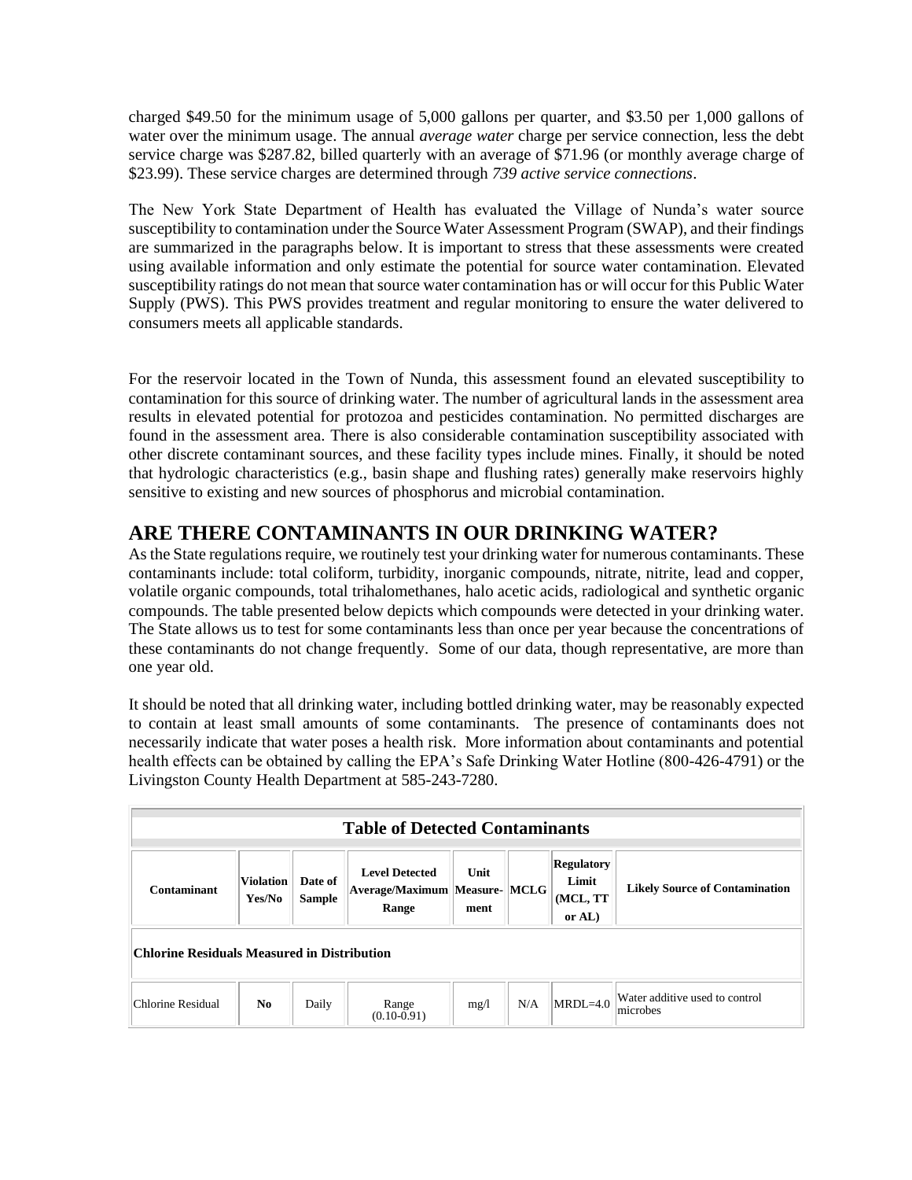charged $49.50 for the minimum usage of 5,000 gallons per quarter, and $3.50 per 1,000 gallons of water over the minimum usage. The annual *average water* charge per service connection, less the debt service charge was $287.82, billed quarterly with an average of $71.96 (or monthly average charge of $23.99). These service charges are determined through *739 active service connections*.

The New York State Department of Health has evaluated the Village of Nunda's water source susceptibility to contamination under the Source Water Assessment Program (SWAP), and their findings are summarized in the paragraphs below. It is important to stress that these assessments were created using available information and only estimate the potential for source water contamination. Elevated susceptibility ratings do not mean that source water contamination has or will occur for this Public Water Supply (PWS). This PWS provides treatment and regular monitoring to ensure the water delivered to consumers meets all applicable standards.

For the reservoir located in the Town of Nunda, this assessment found an elevated susceptibility to contamination for this source of drinking water. The number of agricultural lands in the assessment area results in elevated potential for protozoa and pesticides contamination. No permitted discharges are found in the assessment area. There is also considerable contamination susceptibility associated with other discrete contaminant sources, and these facility types include mines. Finally, it should be noted that hydrologic characteristics (e.g., basin shape and flushing rates) generally make reservoirs highly sensitive to existing and new sources of phosphorus and microbial contamination.

## ARE THERE CONTAMINANTS IN OUR DRINKING WATER?

As the State regulations require, we routinely test your drinking water for numerous contaminants. These contaminants include: total coliform, turbidity, inorganic compounds, nitrate, nitrite, lead and copper, volatile organic compounds, total trihalomethanes, halo acetic acids, radiological and synthetic organic compounds. The table presented below depicts which compounds were detected in your drinking water. The State allows us to test for some contaminants less than once per year because the concentrations of these contaminants do not change frequently. Some of our data, though representative, are more than one year old.

It should be noted that all drinking water, including bottled drinking water, may be reasonably expected to contain at least small amounts of some contaminants. The presence of contaminants does not necessarily indicate that water poses a health risk. More information about contaminants and potential health effects can be obtained by calling the EPA's Safe Drinking Water Hotline (800-426-4791) or the Livingston County Health Department at 585-243-7280.

**Table of Detected Contaminants**

| Contaminant | Violation Yes/No | Date of Sample | Level Detected Average/Maximum Range | Unit Measure-ment | MCLG | Regulatory Limit (MCL, TT or AL) | Likely Source of Contamination |
|---|---|---|---|---|---|---|---|
| **Chlorine Residuals Measured in Distribution** | | | | | | | |
| Chlorine Residual | **No** | Daily | Range (0.10-0.91) | mg/l | N/A | MRDL=4.0 | Water additive used to control microbes |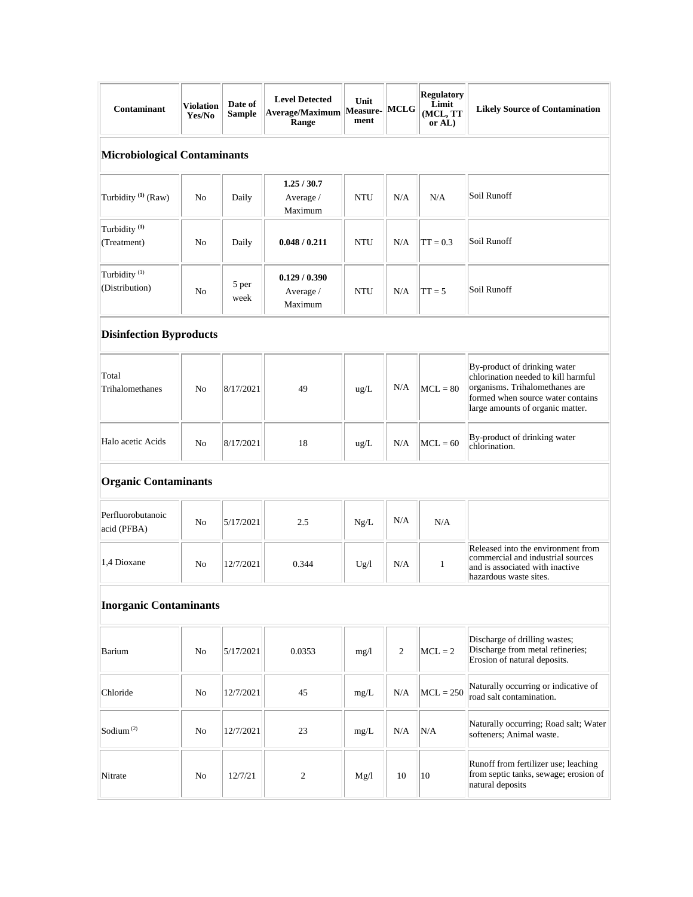| Contaminant | Violation Yes/No | Date of Sample | Level Detected Average/Maximum Range | Unit Measure-ment | MCLG | Regulatory Limit (MCL, TT or AL) | Likely Source of Contamination |
|---|---|---|---|---|---|---|---|
| **Microbiological Contaminants** | | | | | | | |
| Turbidity [1] (Raw) | No | Daily | **1.25 / 30.7** Average / Maximum | NTU | N/A | N/A | Soil Runoff |
| Turbidity [1] (Treatment) | No | Daily | **0.048 / 0.211** | NTU | N/A | TT = 0.3 | Soil Runoff |
| Turbidity [1] (Distribution) | No | 5 per week | **0.129 / 0.390** Average / Maximum | NTU | N/A | TT = 5 | Soil Runoff |
| **Disinfection Byproducts** | | | | | | | |
| Total Trihalomethanes | No | 8/17/2021 | 49 | ug/L | N/A | MCL = 80 | By-product of drinking water chlorination needed to kill harmful organisms. Trihalomethanes are formed when source water contains large amounts of organic matter. |
| Halo acetic Acids | No | 8/17/2021 | 18 | ug/L | N/A | MCL = 60 | By-product of drinking water chlorination. |
| **Organic Contaminants** | | | | | | | |
| Perfluorobutanoic acid (PFBA) | No | 5/17/2021 | 2.5 | Ng/L | N/A | N/A | |
| 1,4 Dioxane | No | 12/7/2021 | 0.344 | Ug/l | N/A | 1 | Released into the environment from commercial and industrial sources and is associated with inactive hazardous waste sites. |
| **Inorganic Contaminants** | | | | | | | |
| Barium | No | 5/17/2021 | 0.0353 | mg/l | 2 | MCL = 2 | Discharge of drilling wastes; Discharge from metal refineries; Erosion of natural deposits. |
| Chloride | No | 12/7/2021 | 45 | mg/L | N/A | MCL = 250 | Naturally occurring or indicative of road salt contamination. |
| Sodium [2] | No | 12/7/2021 | 23 | mg/L | N/A | N/A | Naturally occurring; Road salt; Water softeners; Animal waste. |
| Nitrate | No | 12/7/21 | 2 | Mg/l | 10 | 10 | Runoff from fertilizer use; leaching from septic tanks, sewage; erosion of natural deposits |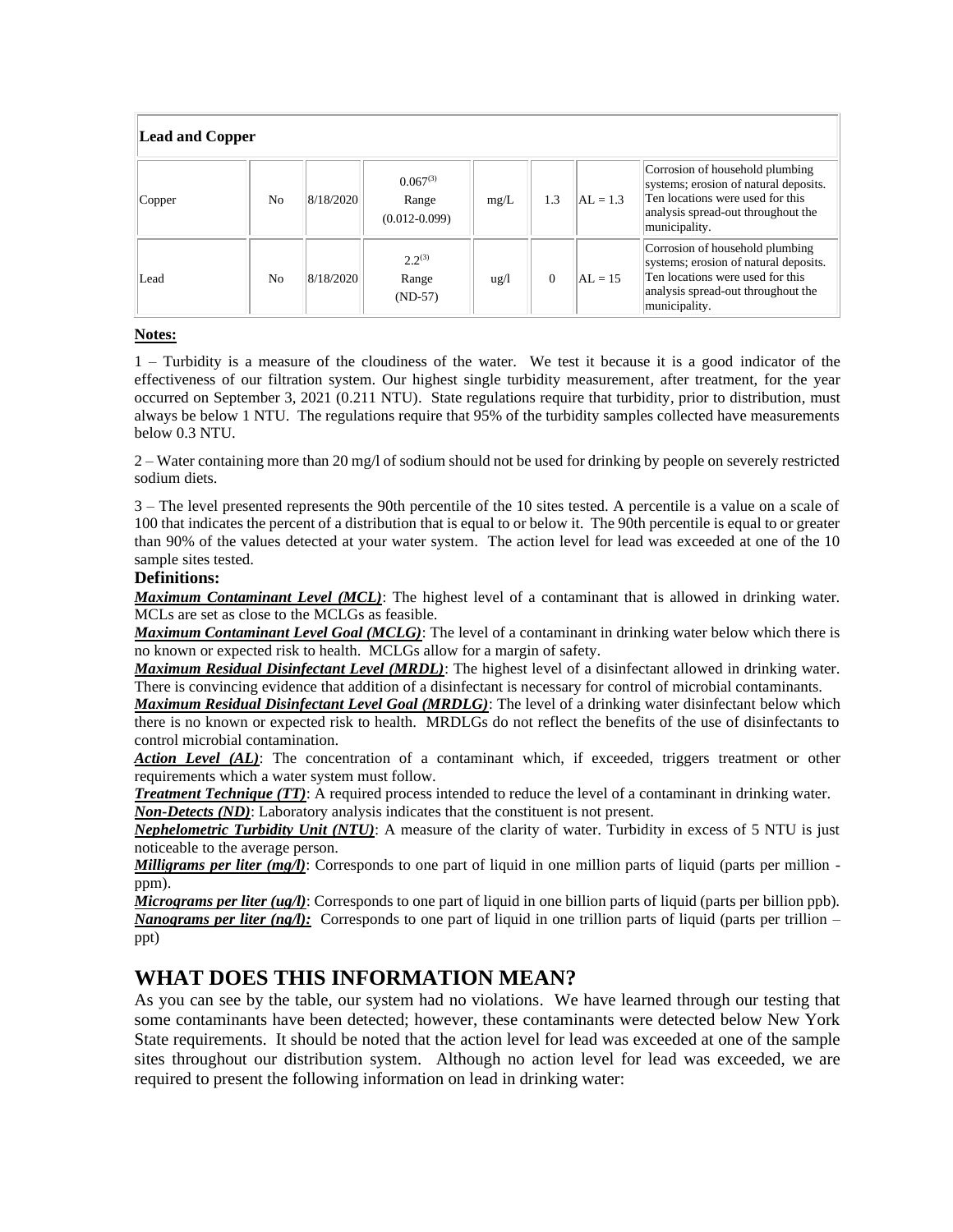| Lead and Copper | | | | | | | |
|---|---|---|---|---|---|---|---|
| Copper | No | 8/18/2020 | 0.067[3] Range (0.012-0.099) | mg/L | 1.3 | AL = 1.3 | Corrosion of household plumbing systems; erosion of natural deposits. Ten locations were used for this analysis spread-out throughout the municipality. |
| Lead | No | 8/18/2020 | 2.2[3] Range (ND-57) | ug/l | 0 | AL = 15 | Corrosion of household plumbing systems; erosion of natural deposits. Ten locations were used for this analysis spread-out throughout the municipality. |

**Notes:**

1 – Turbidity is a measure of the cloudiness of the water. We test it because it is a good indicator of the effectiveness of our filtration system. Our highest single turbidity measurement, after treatment, for the year occurred on September 3, 2021 (0.211 NTU). State regulations require that turbidity, prior to distribution, must always be below 1 NTU. The regulations require that 95% of the turbidity samples collected have measurements below 0.3 NTU.

2 – Water containing more than 20 mg/l of sodium should not be used for drinking by people on severely restricted sodium diets.

3 – The level presented represents the 90th percentile of the 10 sites tested. A percentile is a value on a scale of 100 that indicates the percent of a distribution that is equal to or below it. The 90th percentile is equal to or greater than 90% of the values detected at your water system. The action level for lead was exceeded at one of the 10 sample sites tested.

**Definitions:**

***Maximum Contaminant Level (MCL)***: The highest level of a contaminant that is allowed in drinking water. MCLs are set as close to the MCLGs as feasible.

***Maximum Contaminant Level Goal (MCLG)***: The level of a contaminant in drinking water below which there is no known or expected risk to health. MCLGs allow for a margin of safety.

***Maximum Residual Disinfectant Level (MRDL)***: The highest level of a disinfectant allowed in drinking water. There is convincing evidence that addition of a disinfectant is necessary for control of microbial contaminants.

***Maximum Residual Disinfectant Level Goal (MRDLG)***: The level of a drinking water disinfectant below which there is no known or expected risk to health. MRDLGs do not reflect the benefits of the use of disinfectants to control microbial contamination.

***Action Level (AL)***: The concentration of a contaminant which, if exceeded, triggers treatment or other requirements which a water system must follow.

***Treatment Technique (TT)***: A required process intended to reduce the level of a contaminant in drinking water.

***Non-Detects (ND)***: Laboratory analysis indicates that the constituent is not present.

***Nephelometric Turbidity Unit (NTU)***: A measure of the clarity of water. Turbidity in excess of 5 NTU is just noticeable to the average person.

***Milligrams per liter (mg/l)***: Corresponds to one part of liquid in one million parts of liquid (parts per million - ppm).

***Micrograms per liter (ug/l)***: Corresponds to one part of liquid in one billion parts of liquid (parts per billion ppb).

***Nanograms per liter (ng/l):*** Corresponds to one part of liquid in one trillion parts of liquid (parts per trillion – ppt)

## WHAT DOES THIS INFORMATION MEAN?

As you can see by the table, our system had no violations. We have learned through our testing that some contaminants have been detected; however, these contaminants were detected below New York State requirements. It should be noted that the action level for lead was exceeded at one of the sample sites throughout our distribution system. Although no action level for lead was exceeded, we are required to present the following information on lead in drinking water: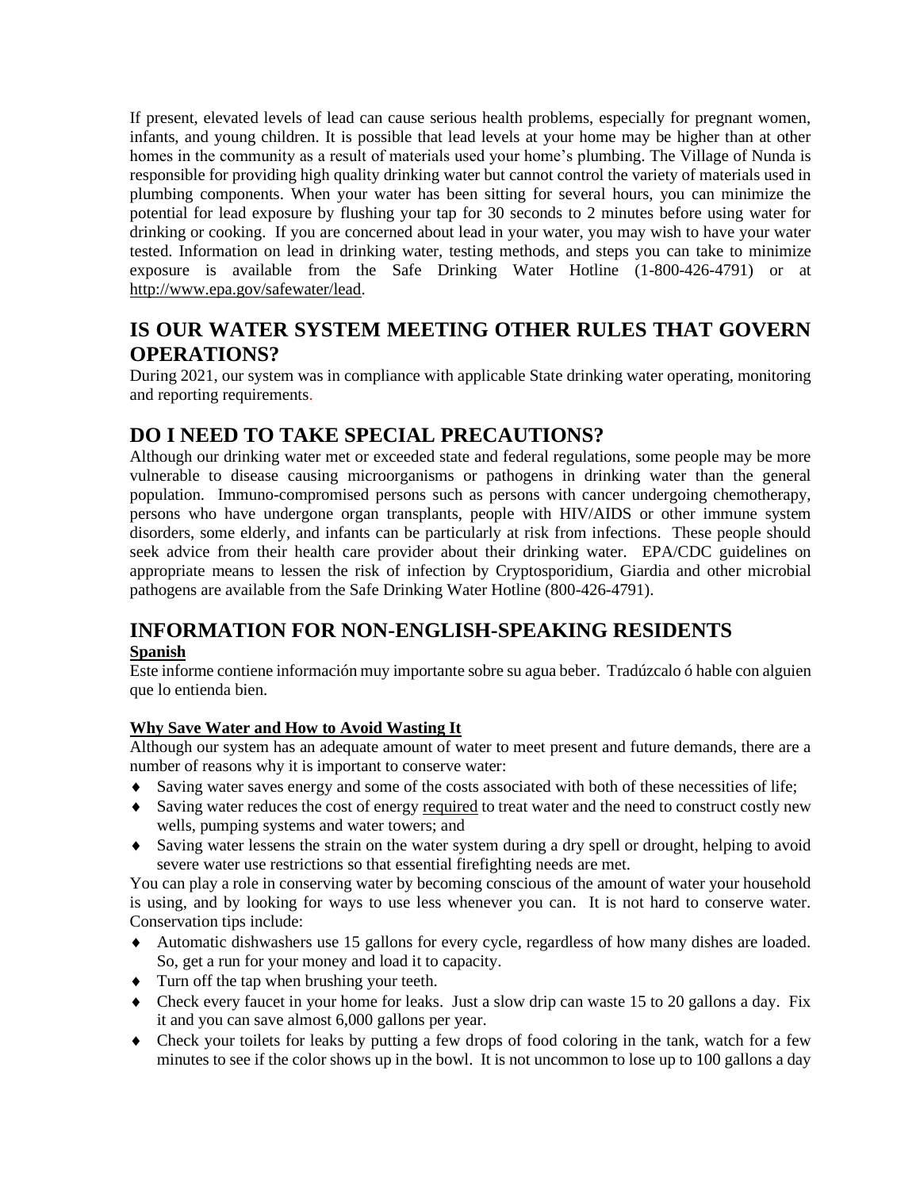If present, elevated levels of lead can cause serious health problems, especially for pregnant women, infants, and young children. It is possible that lead levels at your home may be higher than at other homes in the community as a result of materials used your home's plumbing. The Village of Nunda is responsible for providing high quality drinking water but cannot control the variety of materials used in plumbing components. When your water has been sitting for several hours, you can minimize the potential for lead exposure by flushing your tap for 30 seconds to 2 minutes before using water for drinking or cooking. If you are concerned about lead in your water, you may wish to have your water tested. Information on lead in drinking water, testing methods, and steps you can take to minimize exposure is available from the Safe Drinking Water Hotline (1-800-426-4791) or at http://www.epa.gov/safewater/lead.

## IS OUR WATER SYSTEM MEETING OTHER RULES THAT GOVERN OPERATIONS?

During 2021, our system was in compliance with applicable State drinking water operating, monitoring and reporting requirements.

## DO I NEED TO TAKE SPECIAL PRECAUTIONS?

Although our drinking water met or exceeded state and federal regulations, some people may be more vulnerable to disease causing microorganisms or pathogens in drinking water than the general population. Immuno-compromised persons such as persons with cancer undergoing chemotherapy, persons who have undergone organ transplants, people with HIV/AIDS or other immune system disorders, some elderly, and infants can be particularly at risk from infections. These people should seek advice from their health care provider about their drinking water. EPA/CDC guidelines on appropriate means to lessen the risk of infection by Cryptosporidium, Giardia and other microbial pathogens are available from the Safe Drinking Water Hotline (800-426-4791).

## INFORMATION FOR NON-ENGLISH-SPEAKING RESIDENTS

**Spanish**

Este informe contiene información muy importante sobre su agua beber. Tradúzcalo ó hable con alguien que lo entienda bien.

**Why Save Water and How to Avoid Wasting It**

Although our system has an adequate amount of water to meet present and future demands, there are a number of reasons why it is important to conserve water:

- Saving water saves energy and some of the costs associated with both of these necessities of life;
- Saving water reduces the cost of energy required to treat water and the need to construct costly new wells, pumping systems and water towers; and
- Saving water lessens the strain on the water system during a dry spell or drought, helping to avoid severe water use restrictions so that essential firefighting needs are met.

You can play a role in conserving water by becoming conscious of the amount of water your household is using, and by looking for ways to use less whenever you can. It is not hard to conserve water. Conservation tips include:

- Automatic dishwashers use 15 gallons for every cycle, regardless of how many dishes are loaded. So, get a run for your money and load it to capacity.
- Turn off the tap when brushing your teeth.
- Check every faucet in your home for leaks. Just a slow drip can waste 15 to 20 gallons a day. Fix it and you can save almost 6,000 gallons per year.
- Check your toilets for leaks by putting a few drops of food coloring in the tank, watch for a few minutes to see if the color shows up in the bowl. It is not uncommon to lose up to 100 gallons a day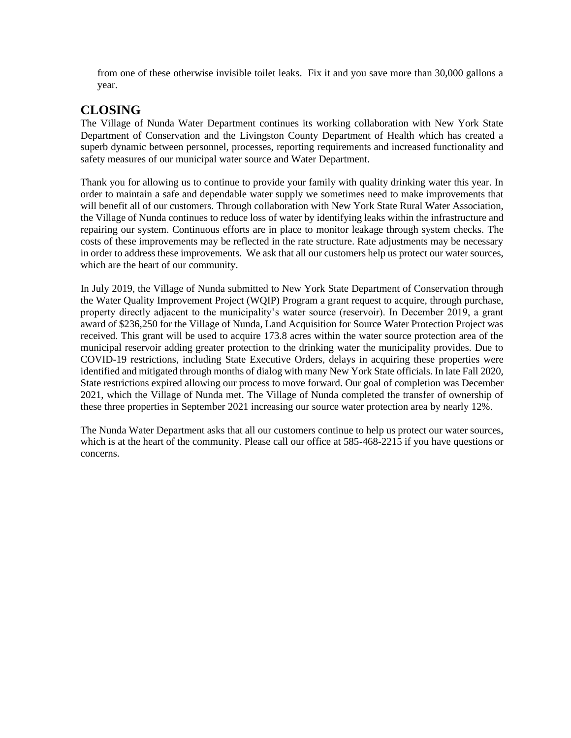from one of these otherwise invisible toilet leaks. Fix it and you save more than 30,000 gallons a year.

## CLOSING

The Village of Nunda Water Department continues its working collaboration with New York State Department of Conservation and the Livingston County Department of Health which has created a superb dynamic between personnel, processes, reporting requirements and increased functionality and safety measures of our municipal water source and Water Department.

Thank you for allowing us to continue to provide your family with quality drinking water this year. In order to maintain a safe and dependable water supply we sometimes need to make improvements that will benefit all of our customers. Through collaboration with New York State Rural Water Association, the Village of Nunda continues to reduce loss of water by identifying leaks within the infrastructure and repairing our system. Continuous efforts are in place to monitor leakage through system checks. The costs of these improvements may be reflected in the rate structure. Rate adjustments may be necessary in order to address these improvements. We ask that all our customers help us protect our water sources, which are the heart of our community.

In July 2019, the Village of Nunda submitted to New York State Department of Conservation through the Water Quality Improvement Project (WQIP) Program a grant request to acquire, through purchase, property directly adjacent to the municipality's water source (reservoir). In December 2019, a grant award of $236,250 for the Village of Nunda, Land Acquisition for Source Water Protection Project was received. This grant will be used to acquire 173.8 acres within the water source protection area of the municipal reservoir adding greater protection to the drinking water the municipality provides. Due to COVID-19 restrictions, including State Executive Orders, delays in acquiring these properties were identified and mitigated through months of dialog with many New York State officials. In late Fall 2020, State restrictions expired allowing our process to move forward. Our goal of completion was December 2021, which the Village of Nunda met. The Village of Nunda completed the transfer of ownership of these three properties in September 2021 increasing our source water protection area by nearly 12%.

The Nunda Water Department asks that all our customers continue to help us protect our water sources, which is at the heart of the community. Please call our office at 585-468-2215 if you have questions or concerns.